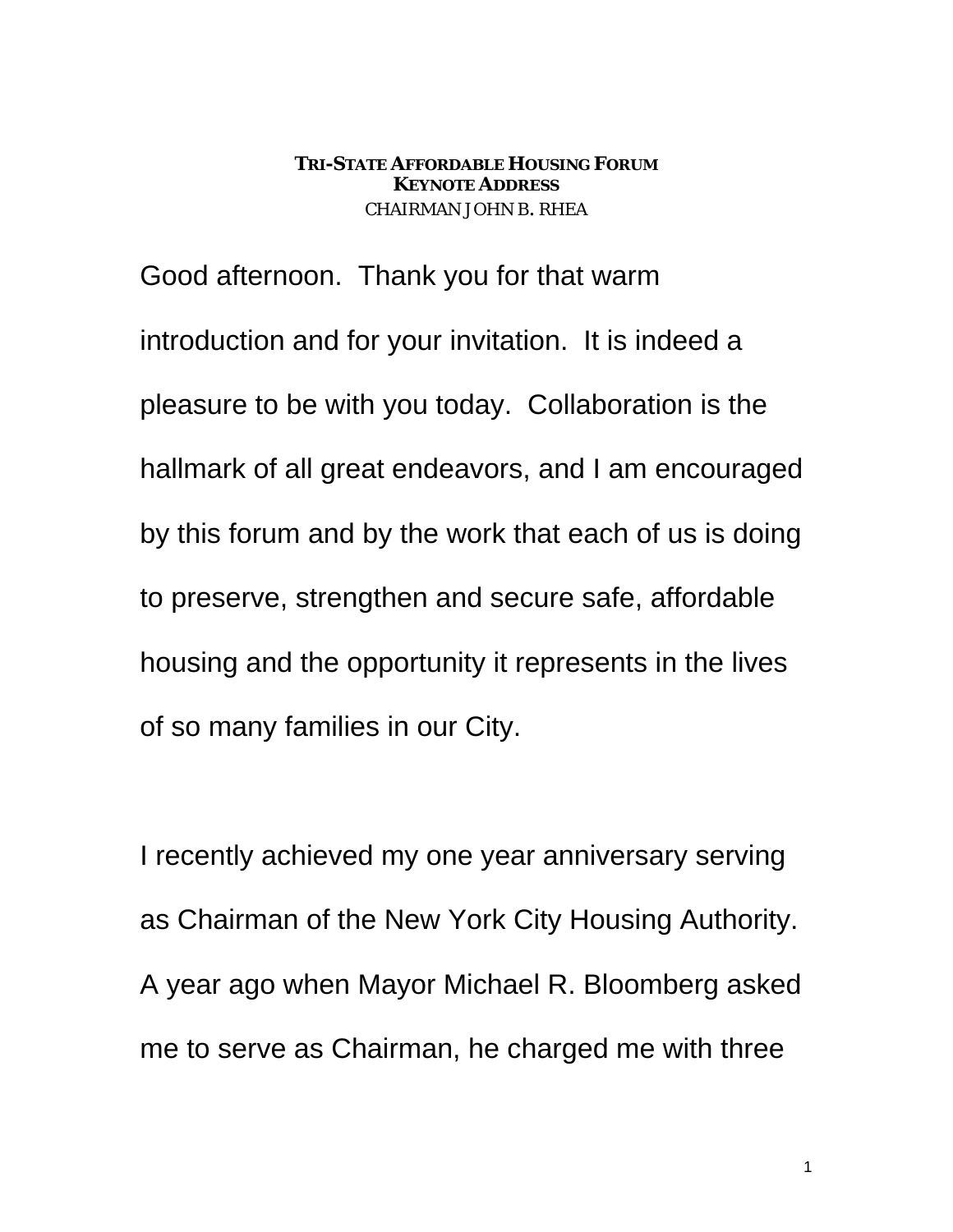# TRI-STATE AFFORDABLE HOUSING FORUM
## KEYNOTE ADDRESS
CHAIRMAN JOHN B. RHEA

Good afternoon. Thank you for that warm introduction and for your invitation. It is indeed a pleasure to be with you today. Collaboration is the hallmark of all great endeavors, and I am encouraged by this forum and by the work that each of us is doing to preserve, strengthen and secure safe, affordable housing and the opportunity it represents in the lives of so many families in our City.

I recently achieved my one year anniversary serving as Chairman of the New York City Housing Authority. A year ago when Mayor Michael R. Bloomberg asked me to serve as Chairman, he charged me with three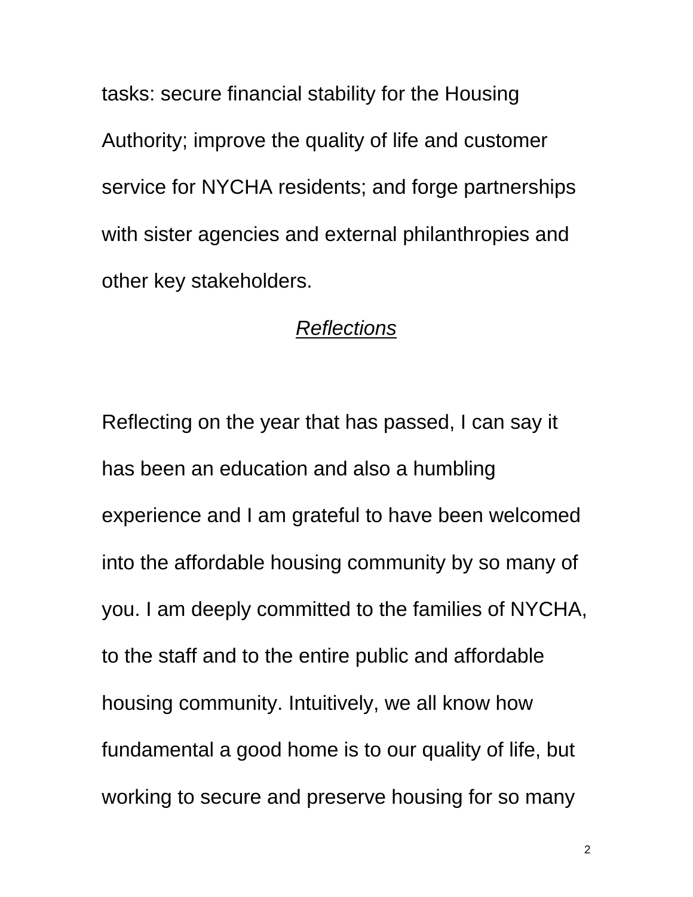tasks: secure financial stability for the Housing Authority; improve the quality of life and customer service for NYCHA residents; and forge partnerships with sister agencies and external philanthropies and other key stakeholders.

## *Reflections*

Reflecting on the year that has passed, I can say it has been an education and also a humbling experience and I am grateful to have been welcomed into the affordable housing community by so many of you. I am deeply committed to the families of NYCHA, to the staff and to the entire public and affordable housing community. Intuitively, we all know how fundamental a good home is to our quality of life, but working to secure and preserve housing for so many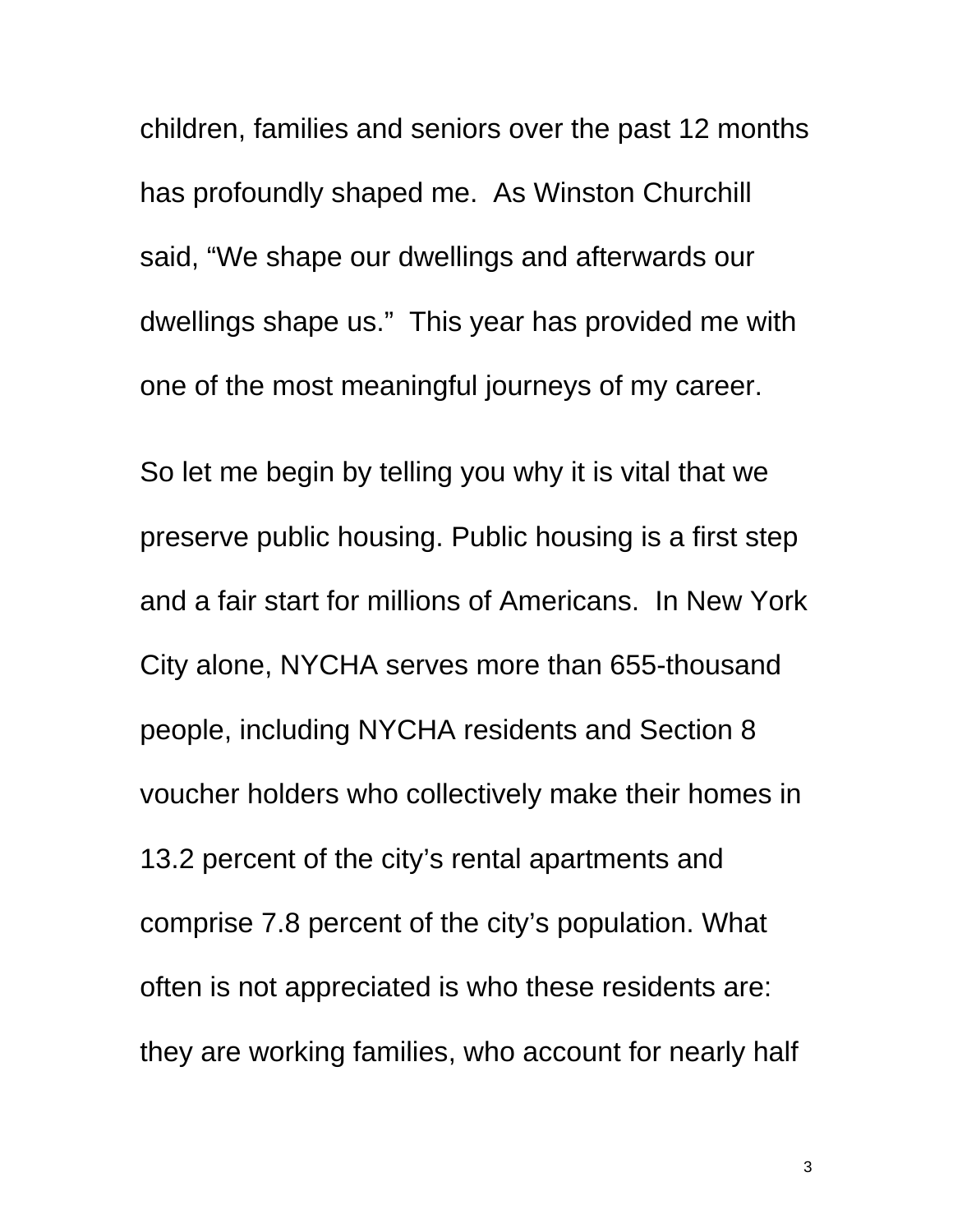children, families and seniors over the past 12 months has profoundly shaped me. As Winston Churchill said, "We shape our dwellings and afterwards our dwellings shape us." This year has provided me with one of the most meaningful journeys of my career.

So let me begin by telling you why it is vital that we preserve public housing. Public housing is a first step and a fair start for millions of Americans. In New York City alone, NYCHA serves more than 655-thousand people, including NYCHA residents and Section 8 voucher holders who collectively make their homes in 13.2 percent of the city's rental apartments and comprise 7.8 percent of the city's population. What often is not appreciated is who these residents are: they are working families, who account for nearly half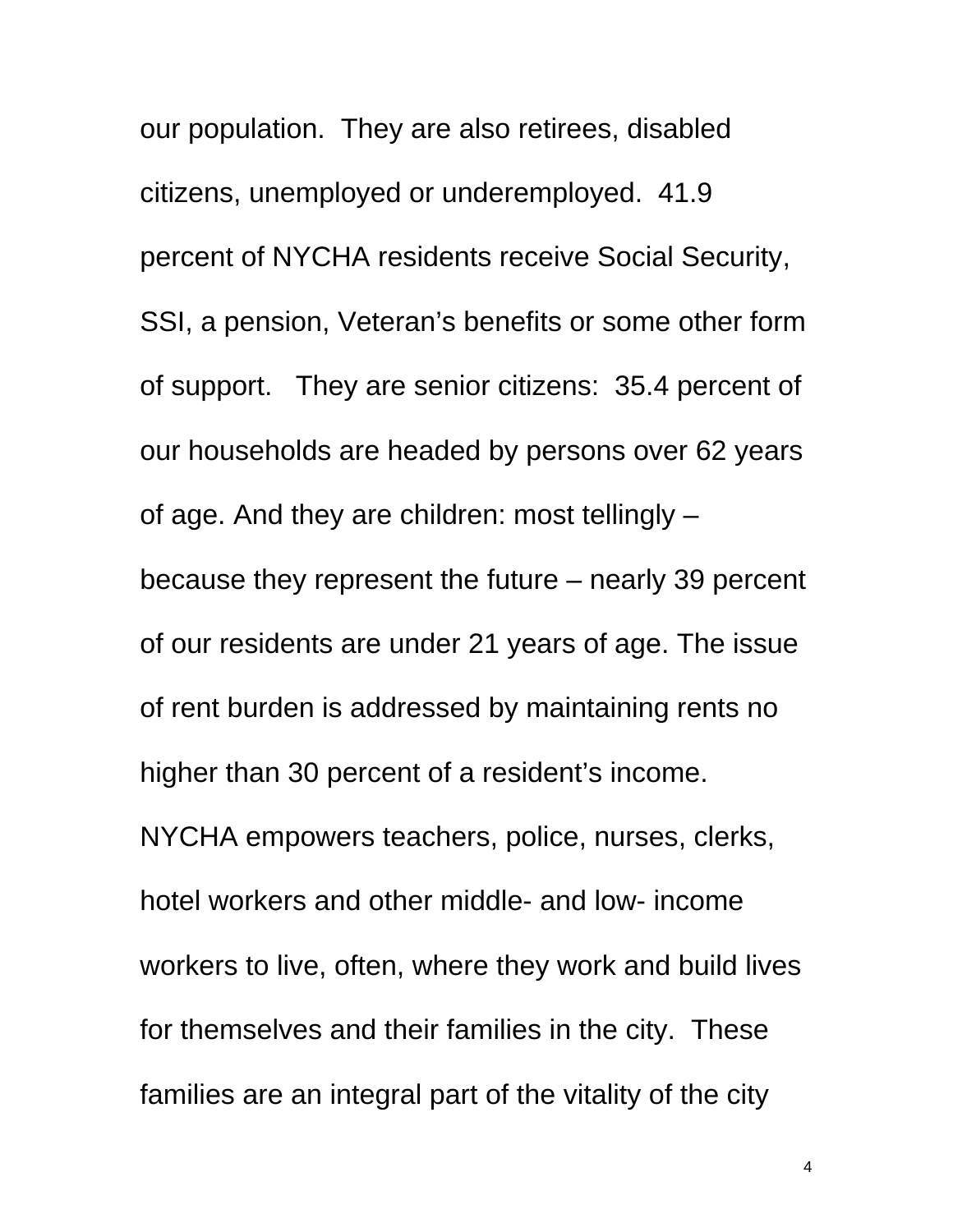our population. They are also retirees, disabled citizens, unemployed or underemployed. 41.9 percent of NYCHA residents receive Social Security, SSI, a pension, Veteran's benefits or some other form of support. They are senior citizens: 35.4 percent of our households are headed by persons over 62 years of age. And they are children: most tellingly – because they represent the future – nearly 39 percent of our residents are under 21 years of age. The issue of rent burden is addressed by maintaining rents no higher than 30 percent of a resident's income. NYCHA empowers teachers, police, nurses, clerks, hotel workers and other middle- and low- income workers to live, often, where they work and build lives for themselves and their families in the city. These families are an integral part of the vitality of the city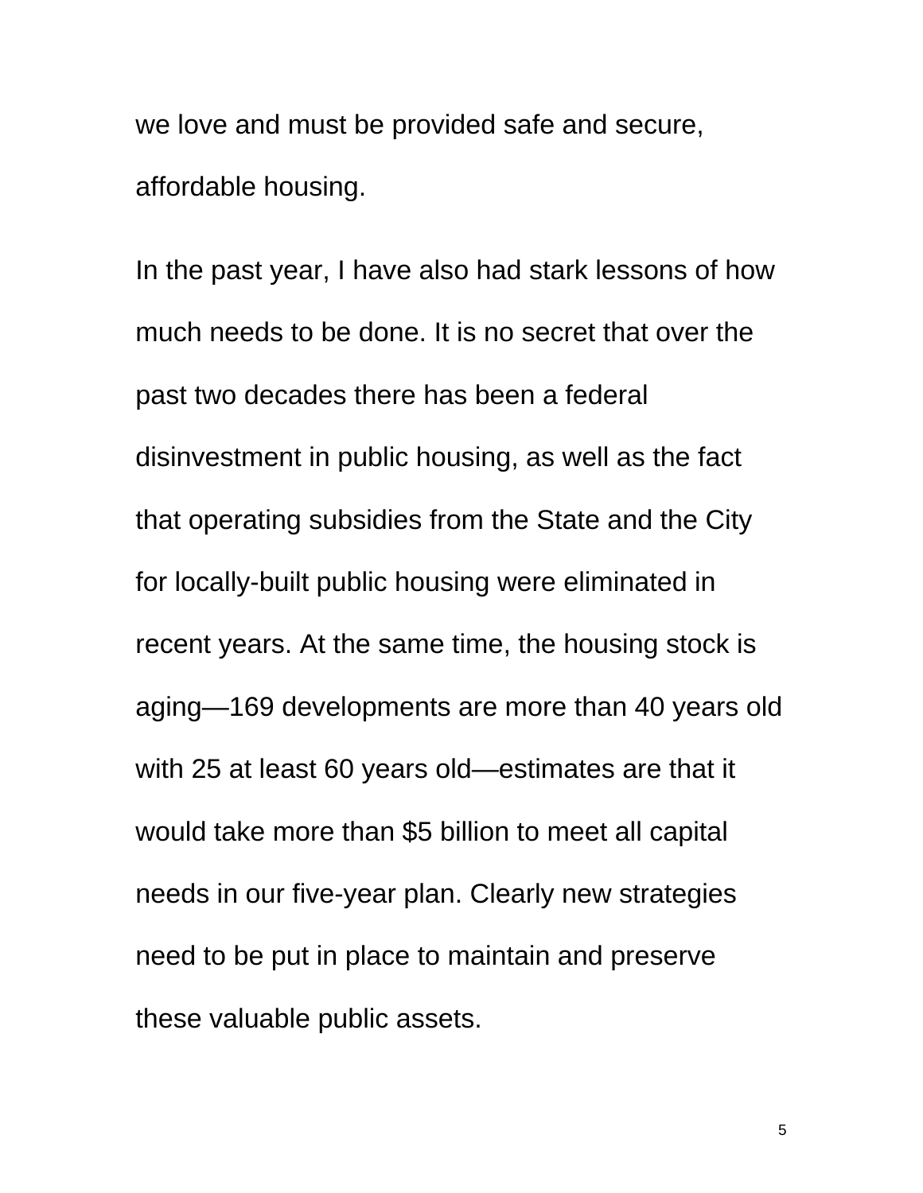we love and must be provided safe and secure, affordable housing.

In the past year, I have also had stark lessons of how much needs to be done. It is no secret that over the past two decades there has been a federal disinvestment in public housing, as well as the fact that operating subsidies from the State and the City for locally-built public housing were eliminated in recent years. At the same time, the housing stock is aging—169 developments are more than 40 years old with 25 at least 60 years old—estimates are that it would take more than $5 billion to meet all capital needs in our five-year plan. Clearly new strategies need to be put in place to maintain and preserve these valuable public assets.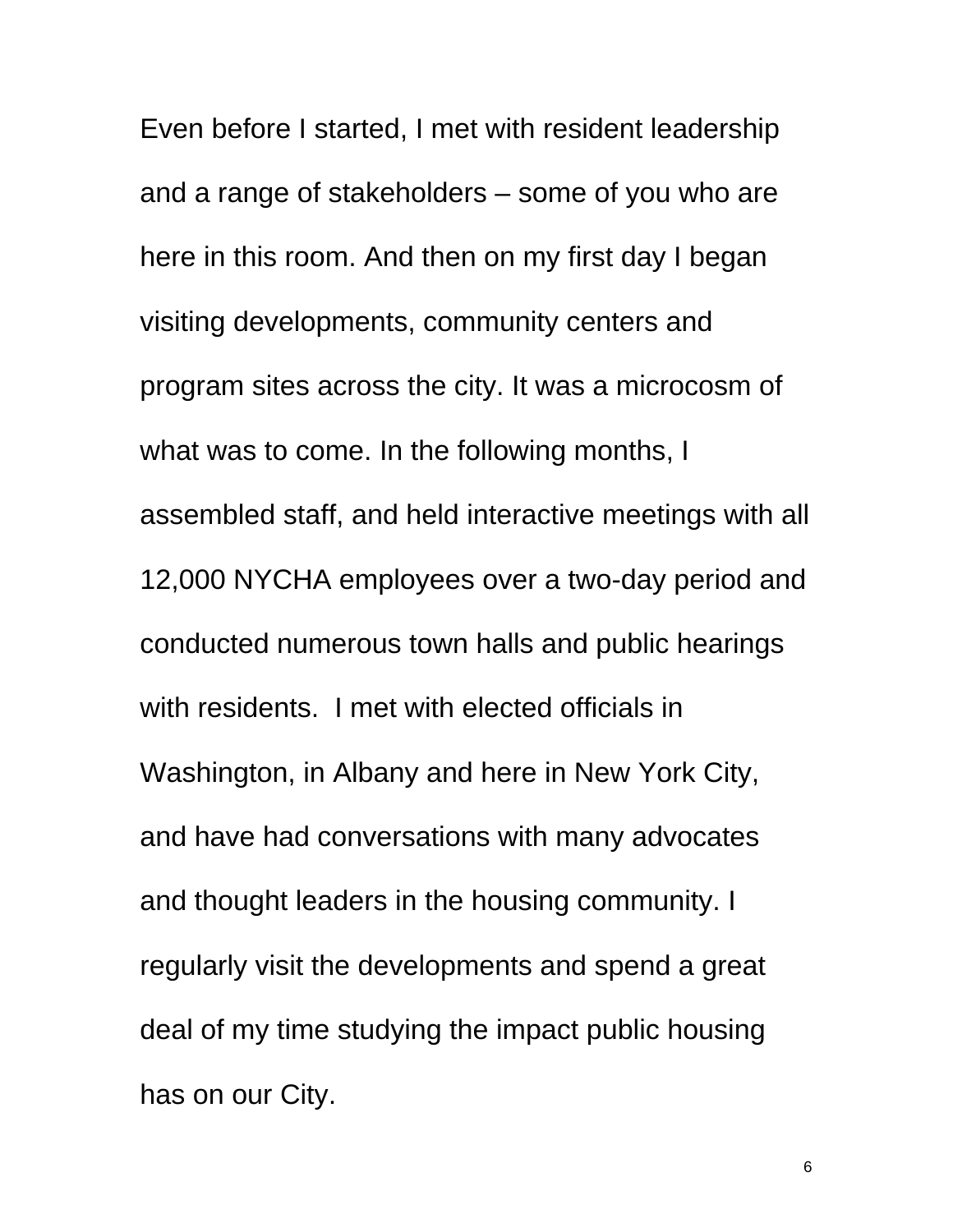Even before I started, I met with resident leadership and a range of stakeholders – some of you who are here in this room. And then on my first day I began visiting developments, community centers and program sites across the city. It was a microcosm of what was to come. In the following months, I assembled staff, and held interactive meetings with all 12,000 NYCHA employees over a two-day period and conducted numerous town halls and public hearings with residents. I met with elected officials in Washington, in Albany and here in New York City, and have had conversations with many advocates and thought leaders in the housing community. I regularly visit the developments and spend a great deal of my time studying the impact public housing has on our City.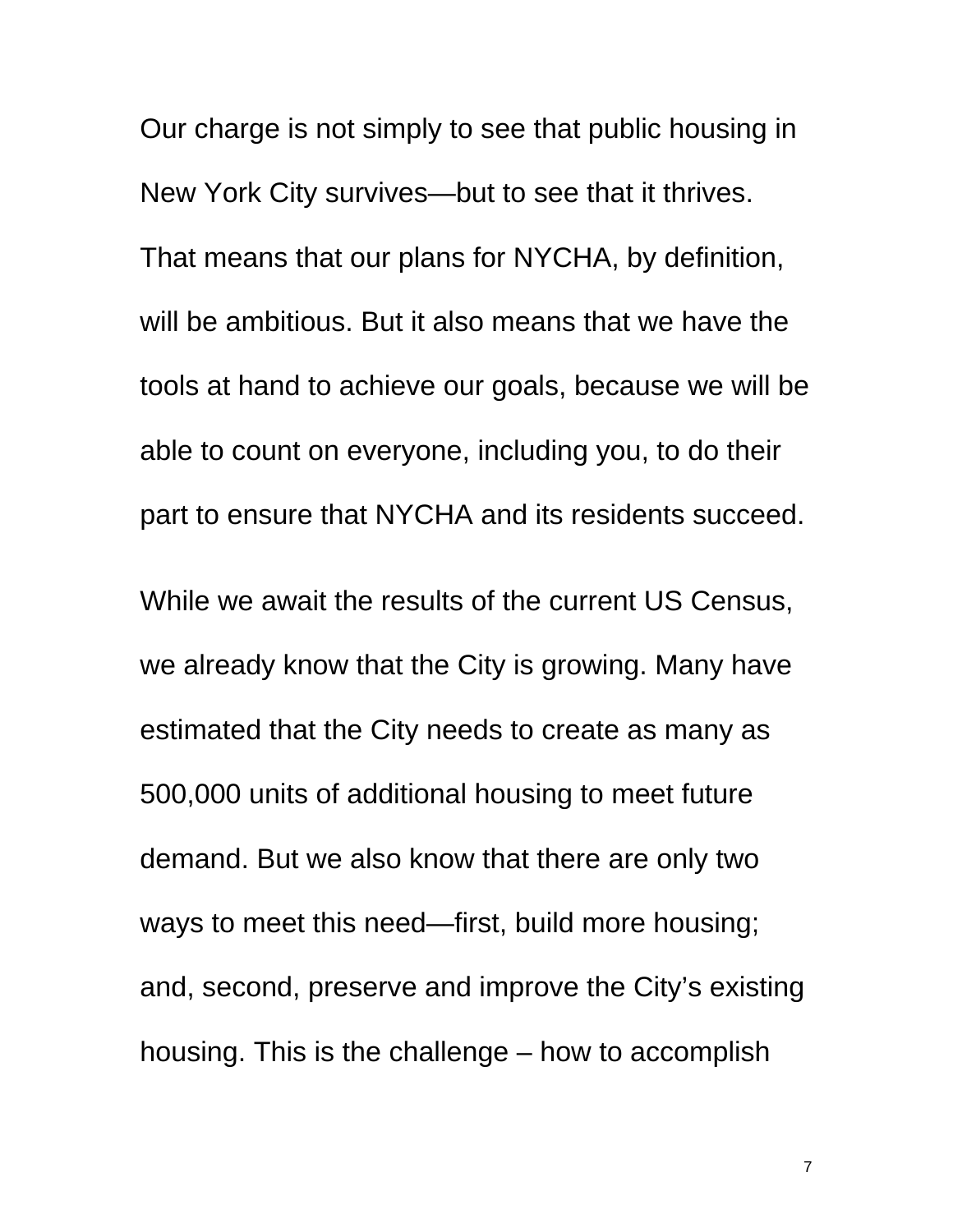Our charge is not simply to see that public housing in New York City survives—but to see that it thrives. That means that our plans for NYCHA, by definition, will be ambitious. But it also means that we have the tools at hand to achieve our goals, because we will be able to count on everyone, including you, to do their part to ensure that NYCHA and its residents succeed.

While we await the results of the current US Census, we already know that the City is growing. Many have estimated that the City needs to create as many as 500,000 units of additional housing to meet future demand. But we also know that there are only two ways to meet this need—first, build more housing; and, second, preserve and improve the City's existing housing. This is the challenge – how to accomplish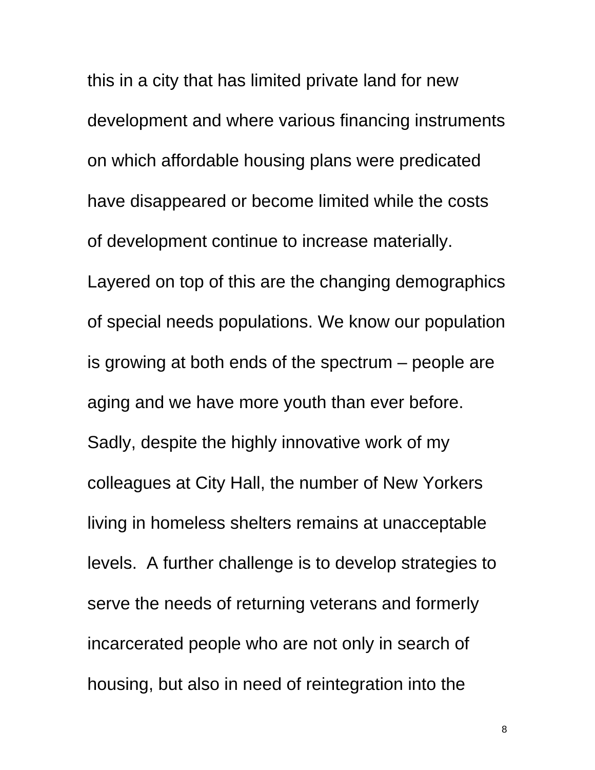this in a city that has limited private land for new development and where various financing instruments on which affordable housing plans were predicated have disappeared or become limited while the costs of development continue to increase materially. Layered on top of this are the changing demographics of special needs populations. We know our population is growing at both ends of the spectrum – people are aging and we have more youth than ever before. Sadly, despite the highly innovative work of my colleagues at City Hall, the number of New Yorkers living in homeless shelters remains at unacceptable levels.  A further challenge is to develop strategies to serve the needs of returning veterans and formerly incarcerated people who are not only in search of housing, but also in need of reintegration into the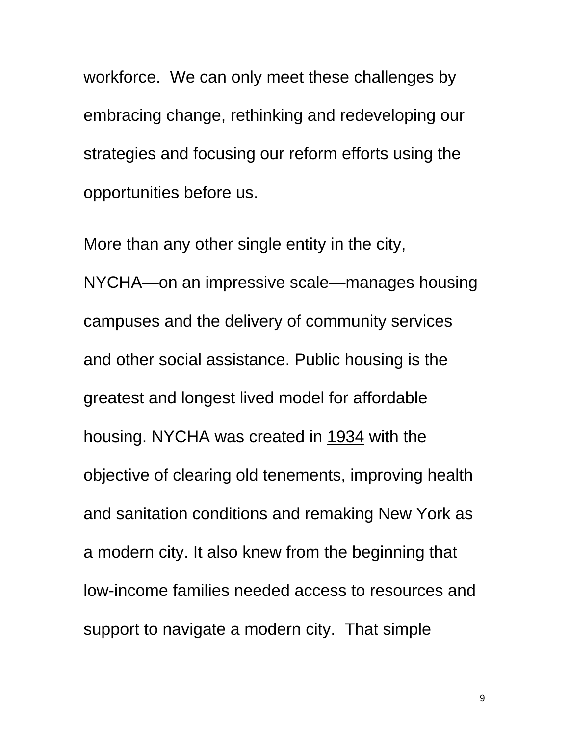workforce. We can only meet these challenges by embracing change, rethinking and redeveloping our strategies and focusing our reform efforts using the opportunities before us.

More than any other single entity in the city, NYCHA—on an impressive scale—manages housing campuses and the delivery of community services and other social assistance. Public housing is the greatest and longest lived model for affordable housing. NYCHA was created in <u>1934</u> with the objective of clearing old tenements, improving health and sanitation conditions and remaking New York as a modern city. It also knew from the beginning that low-income families needed access to resources and support to navigate a modern city. That simple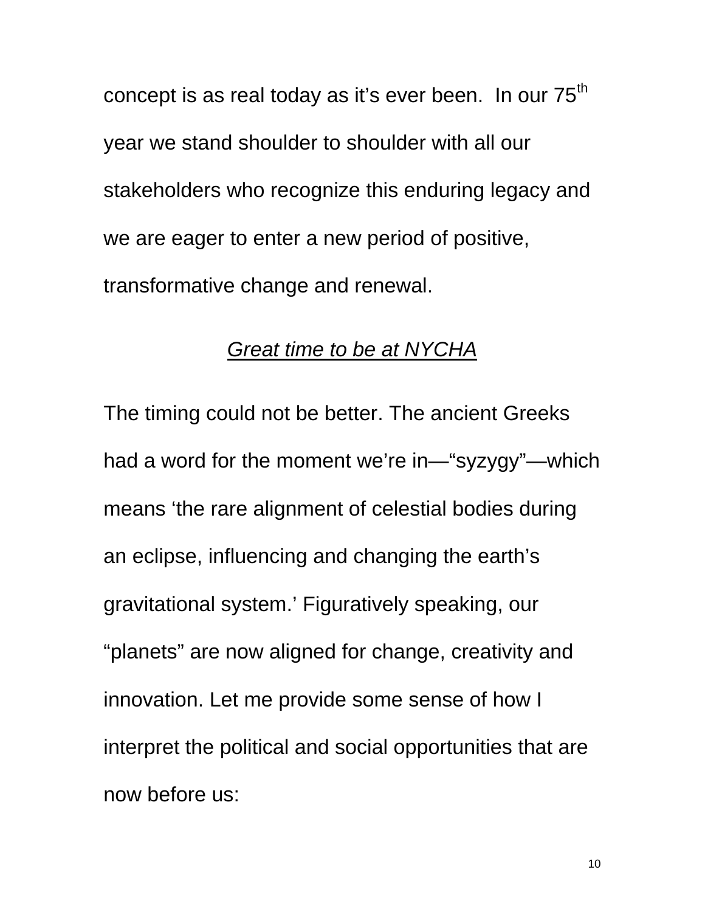concept is as real today as it's ever been. In our 75th year we stand shoulder to shoulder with all our stakeholders who recognize this enduring legacy and we are eager to enter a new period of positive, transformative change and renewal.

*Great time to be at NYCHA*

The timing could not be better. The ancient Greeks had a word for the moment we're in—"syzygy"—which means 'the rare alignment of celestial bodies during an eclipse, influencing and changing the earth's gravitational system.' Figuratively speaking, our "planets" are now aligned for change, creativity and innovation. Let me provide some sense of how I interpret the political and social opportunities that are now before us: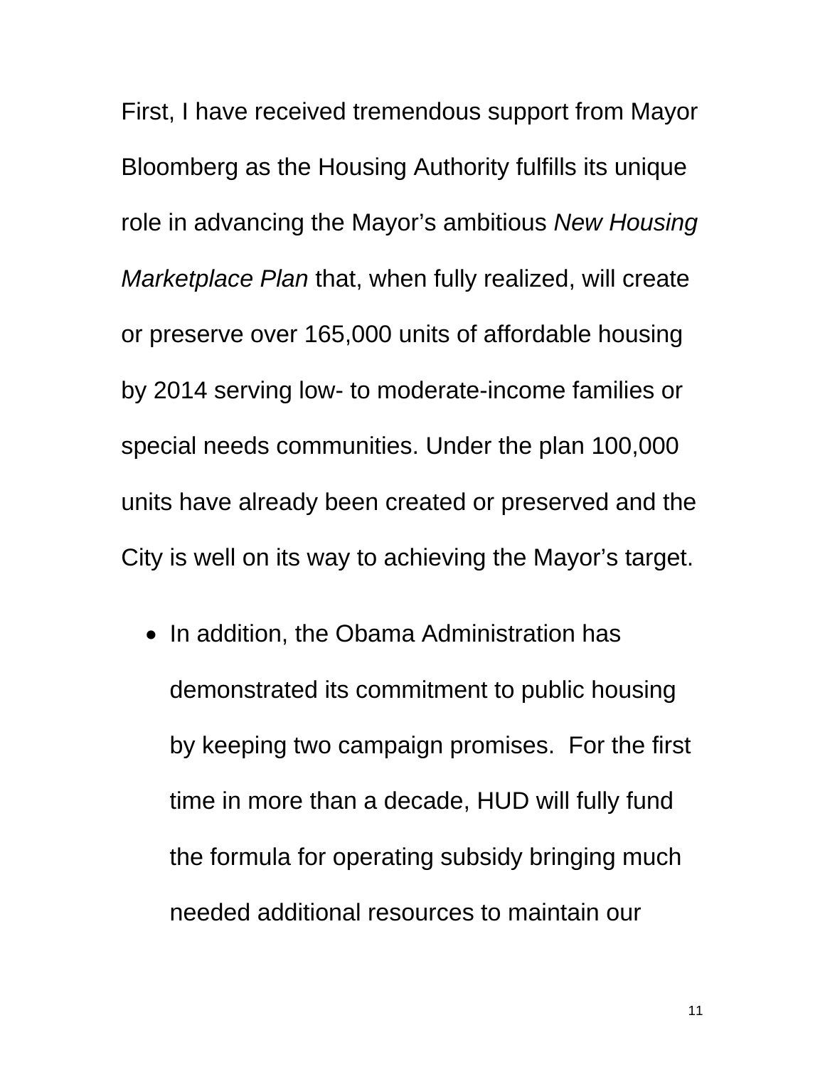First, I have received tremendous support from Mayor Bloomberg as the Housing Authority fulfills its unique role in advancing the Mayor's ambitious *New Housing Marketplace Plan* that, when fully realized, will create or preserve over 165,000 units of affordable housing by 2014 serving low- to moderate-income families or special needs communities. Under the plan 100,000 units have already been created or preserved and the City is well on its way to achieving the Mayor's target.

- In addition, the Obama Administration has demonstrated its commitment to public housing by keeping two campaign promises. For the first time in more than a decade, HUD will fully fund the formula for operating subsidy bringing much needed additional resources to maintain our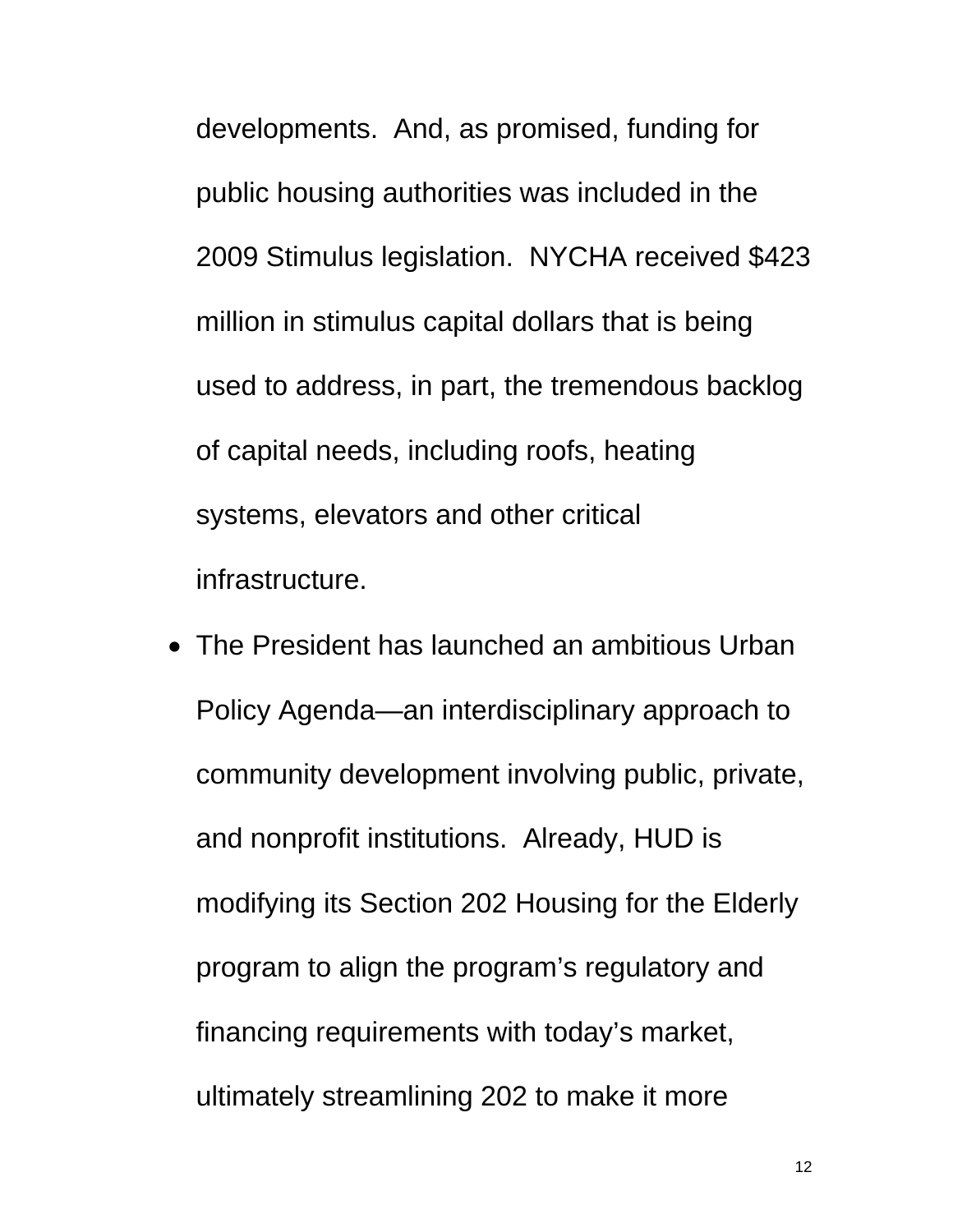developments. And, as promised, funding for public housing authorities was included in the 2009 Stimulus legislation. NYCHA received $423 million in stimulus capital dollars that is being used to address, in part, the tremendous backlog of capital needs, including roofs, heating systems, elevators and other critical infrastructure.

- The President has launched an ambitious Urban Policy Agenda—an interdisciplinary approach to community development involving public, private, and nonprofit institutions. Already, HUD is modifying its Section 202 Housing for the Elderly program to align the program's regulatory and financing requirements with today's market, ultimately streamlining 202 to make it more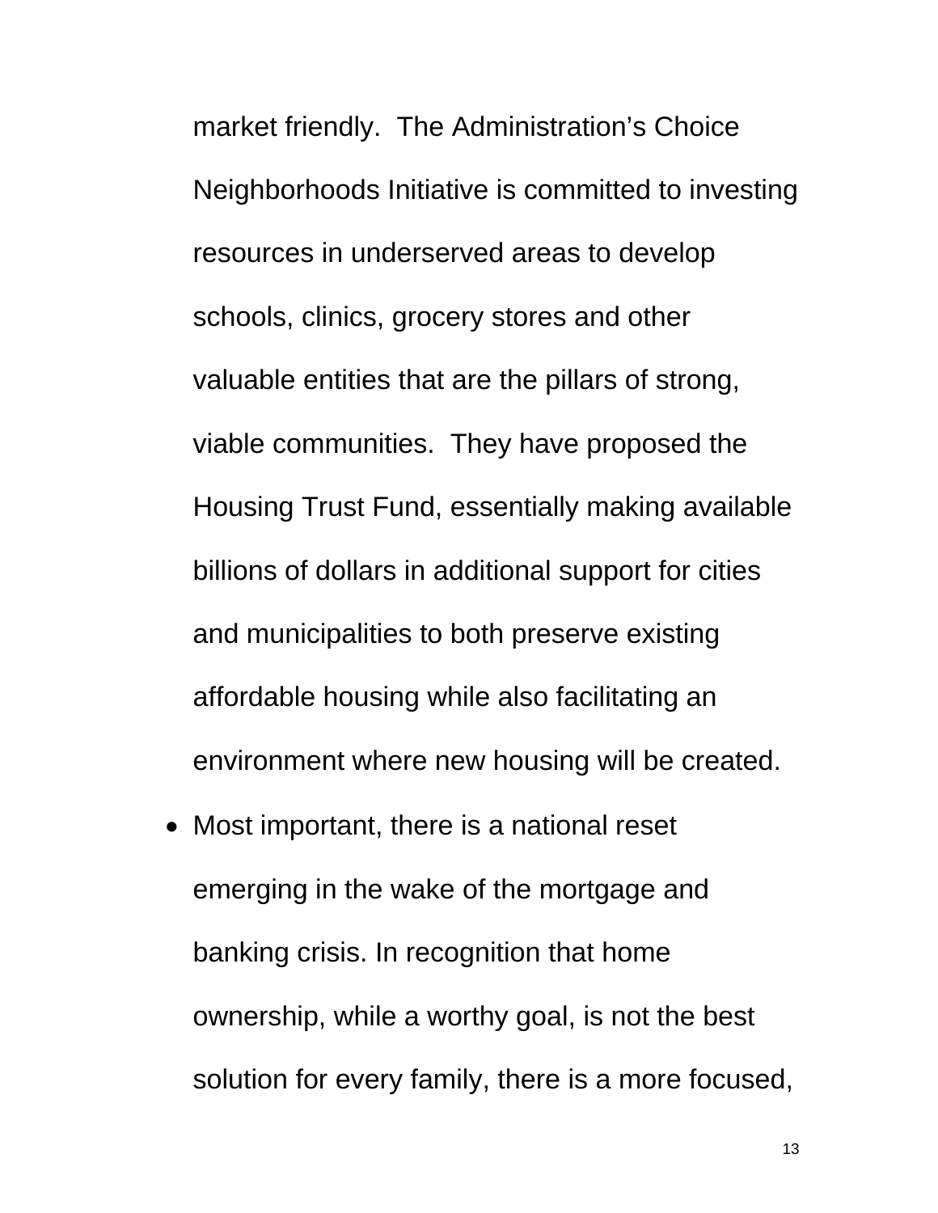market friendly.  The Administration's Choice Neighborhoods Initiative is committed to investing resources in underserved areas to develop schools, clinics, grocery stores and other valuable entities that are the pillars of strong, viable communities.  They have proposed the Housing Trust Fund, essentially making available billions of dollars in additional support for cities and municipalities to both preserve existing affordable housing while also facilitating an environment where new housing will be created.

- Most important, there is a national reset emerging in the wake of the mortgage and banking crisis. In recognition that home ownership, while a worthy goal, is not the best solution for every family, there is a more focused,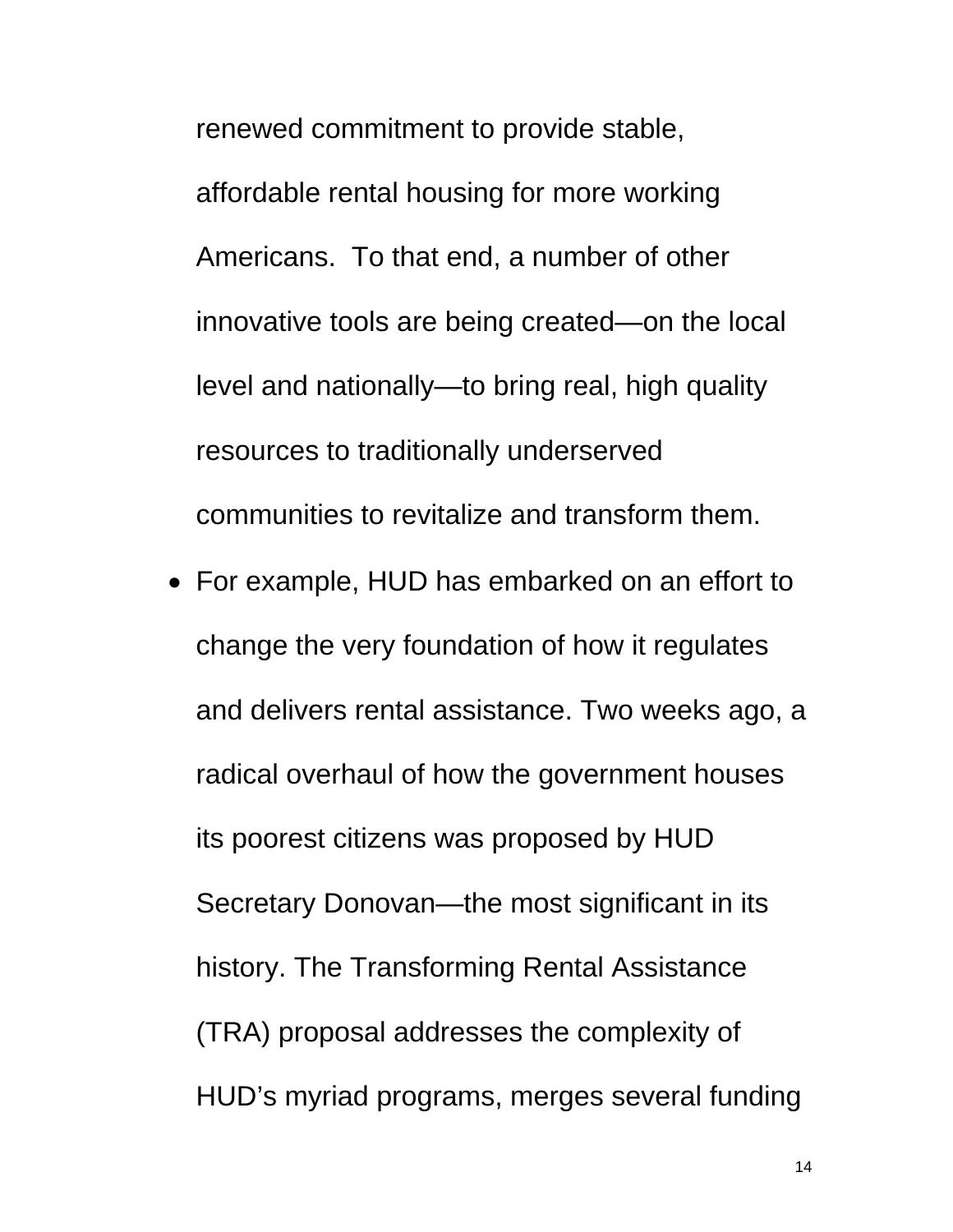renewed commitment to provide stable, affordable rental housing for more working Americans. To that end, a number of other innovative tools are being created—on the local level and nationally—to bring real, high quality resources to traditionally underserved communities to revitalize and transform them.

- For example, HUD has embarked on an effort to change the very foundation of how it regulates and delivers rental assistance. Two weeks ago, a radical overhaul of how the government houses its poorest citizens was proposed by HUD Secretary Donovan—the most significant in its history. The Transforming Rental Assistance (TRA) proposal addresses the complexity of HUD's myriad programs, merges several funding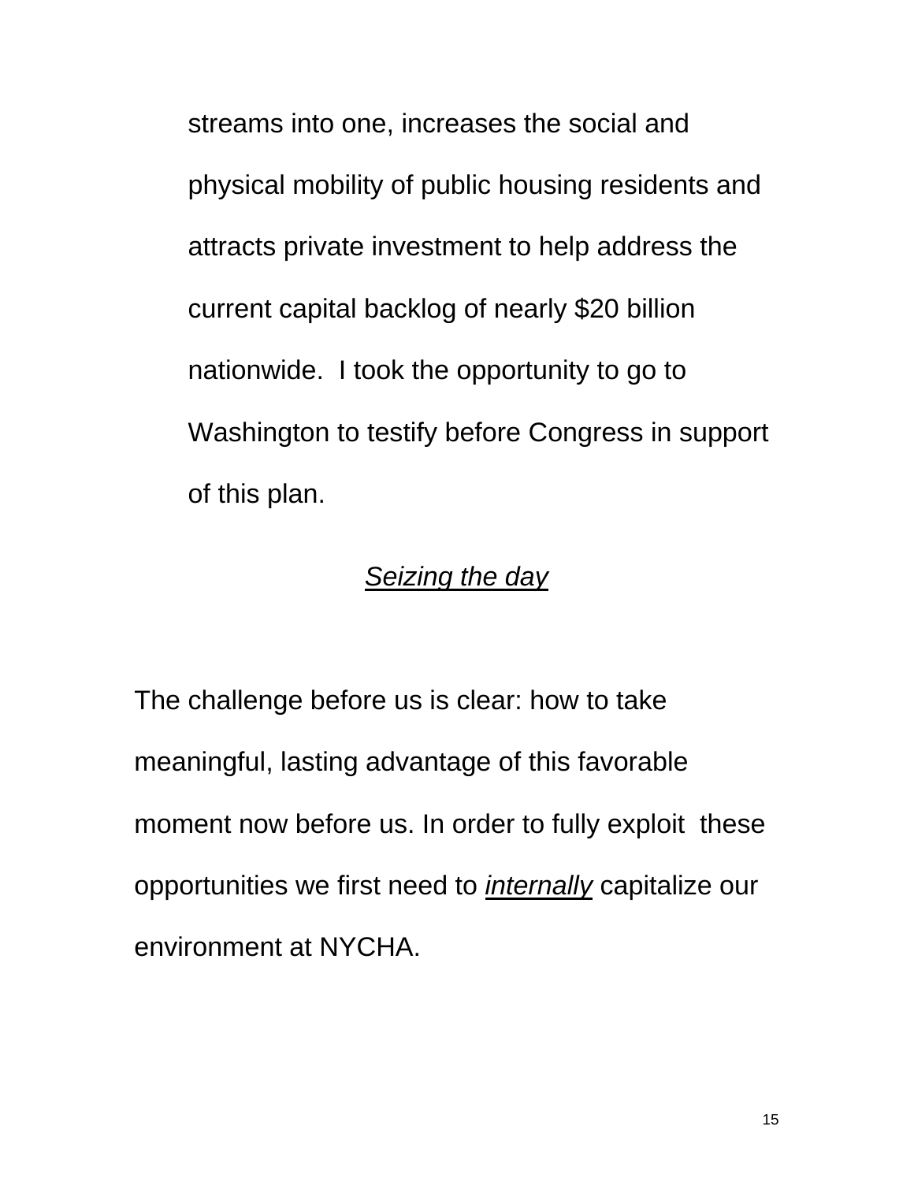streams into one, increases the social and physical mobility of public housing residents and attracts private investment to help address the current capital backlog of nearly $20 billion nationwide.  I took the opportunity to go to Washington to testify before Congress in support of this plan.

### *Seizing the day*

The challenge before us is clear: how to take meaningful, lasting advantage of this favorable moment now before us. In order to fully exploit  these opportunities we first need to *internally* capitalize our environment at NYCHA.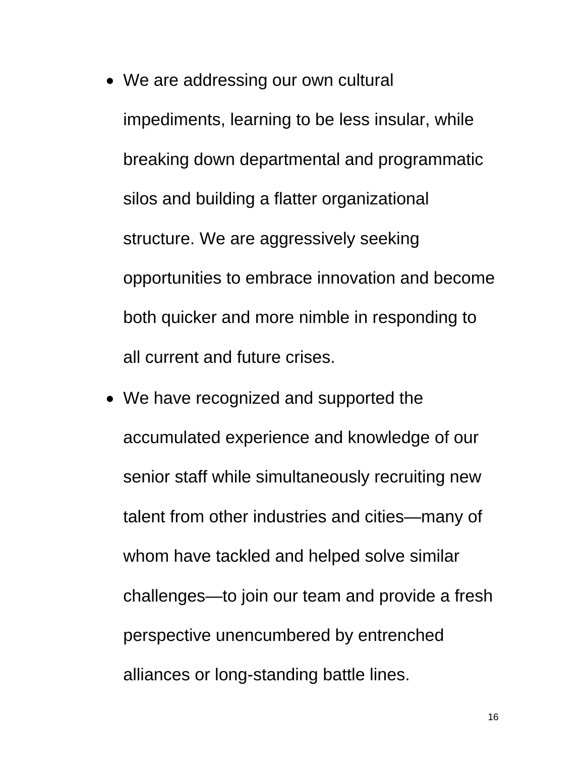- We are addressing our own cultural impediments, learning to be less insular, while breaking down departmental and programmatic silos and building a flatter organizational structure. We are aggressively seeking opportunities to embrace innovation and become both quicker and more nimble in responding to all current and future crises.
- We have recognized and supported the accumulated experience and knowledge of our senior staff while simultaneously recruiting new talent from other industries and cities—many of whom have tackled and helped solve similar challenges—to join our team and provide a fresh perspective unencumbered by entrenched alliances or long-standing battle lines.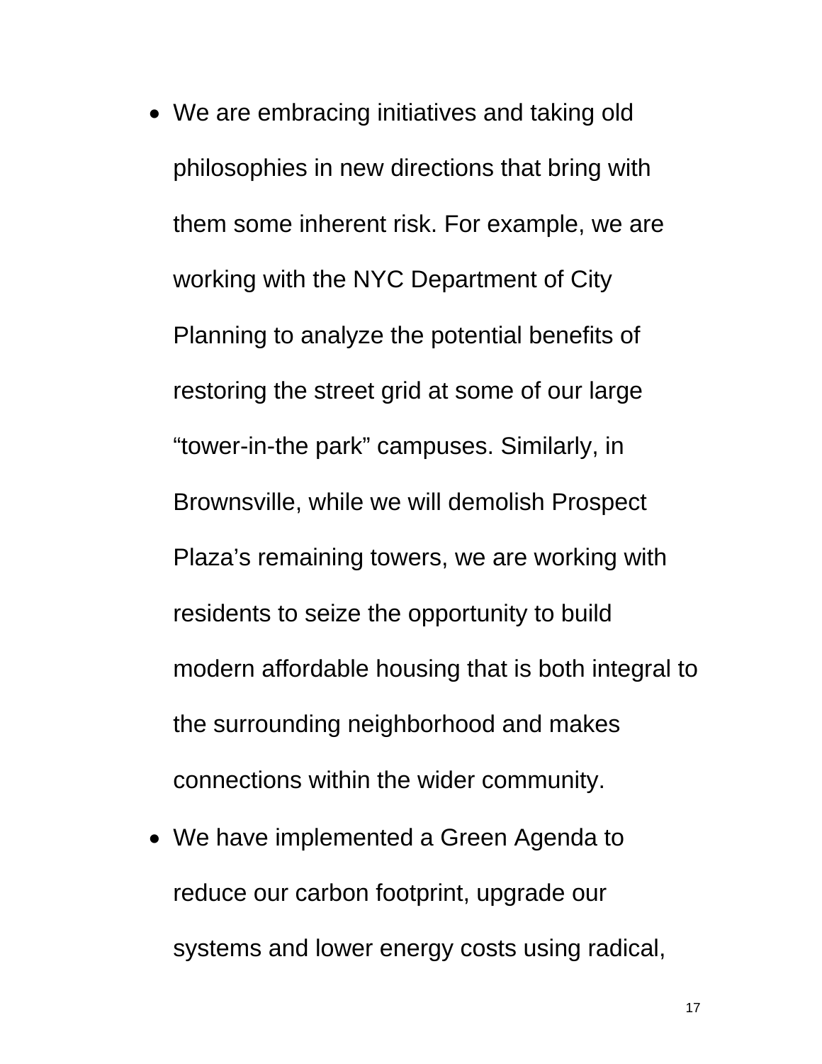- We are embracing initiatives and taking old philosophies in new directions that bring with them some inherent risk. For example, we are working with the NYC Department of City Planning to analyze the potential benefits of restoring the street grid at some of our large "tower-in-the park" campuses. Similarly, in Brownsville, while we will demolish Prospect Plaza's remaining towers, we are working with residents to seize the opportunity to build modern affordable housing that is both integral to the surrounding neighborhood and makes connections within the wider community.
- We have implemented a Green Agenda to reduce our carbon footprint, upgrade our systems and lower energy costs using radical,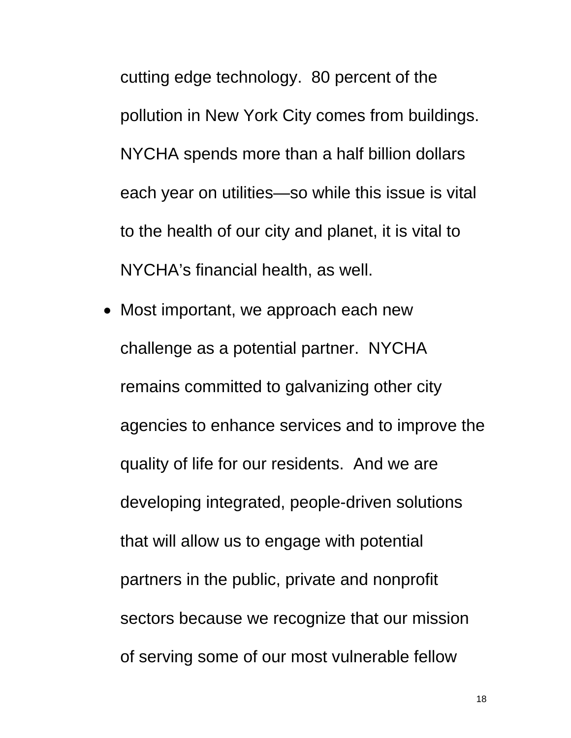cutting edge technology. 80 percent of the pollution in New York City comes from buildings. NYCHA spends more than a half billion dollars each year on utilities—so while this issue is vital to the health of our city and planet, it is vital to NYCHA's financial health, as well.

- Most important, we approach each new challenge as a potential partner. NYCHA remains committed to galvanizing other city agencies to enhance services and to improve the quality of life for our residents. And we are developing integrated, people-driven solutions that will allow us to engage with potential partners in the public, private and nonprofit sectors because we recognize that our mission of serving some of our most vulnerable fellow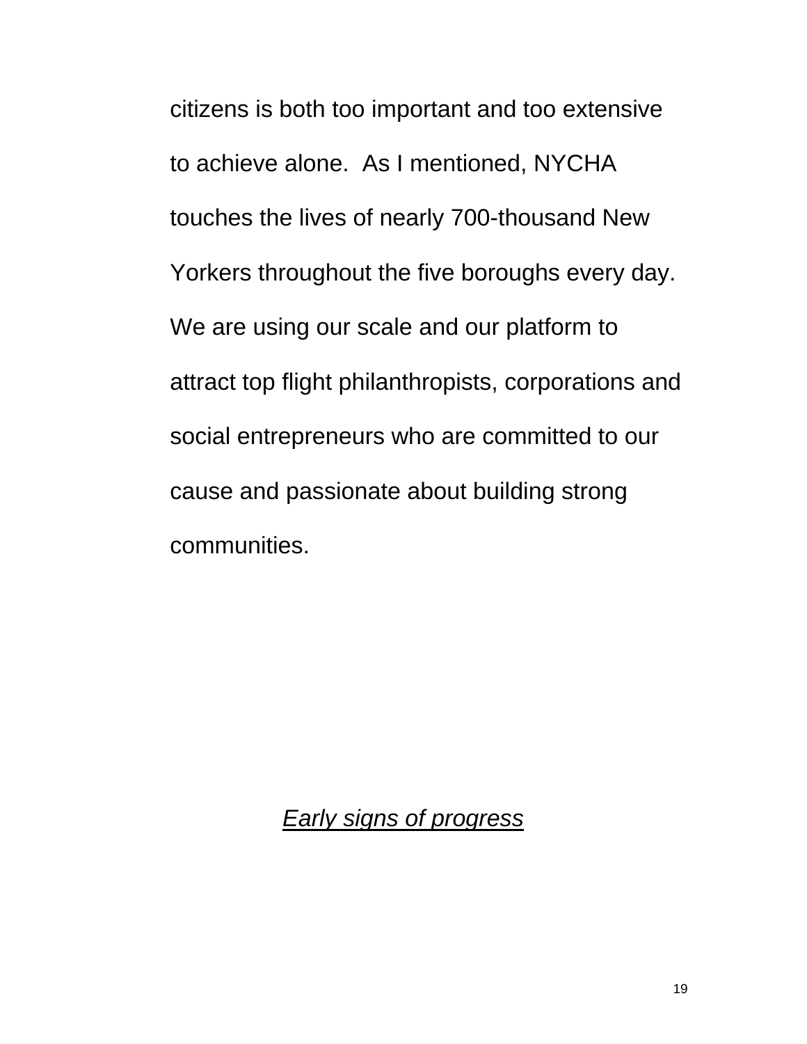citizens is both too important and too extensive to achieve alone. As I mentioned, NYCHA touches the lives of nearly 700-thousand New Yorkers throughout the five boroughs every day. We are using our scale and our platform to attract top flight philanthropists, corporations and social entrepreneurs who are committed to our cause and passionate about building strong communities.

*Early signs of progress*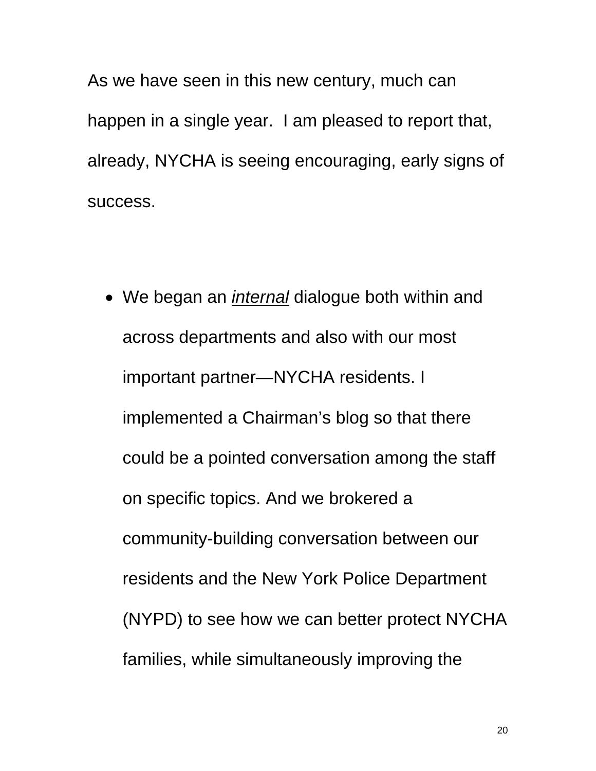As we have seen in this new century, much can happen in a single year. I am pleased to report that, already, NYCHA is seeing encouraging, early signs of success.

- We began an *<u>internal</u>* dialogue both within and across departments and also with our most important partner—NYCHA residents. I implemented a Chairman's blog so that there could be a pointed conversation among the staff on specific topics. And we brokered a community-building conversation between our residents and the New York Police Department (NYPD) to see how we can better protect NYCHA families, while simultaneously improving the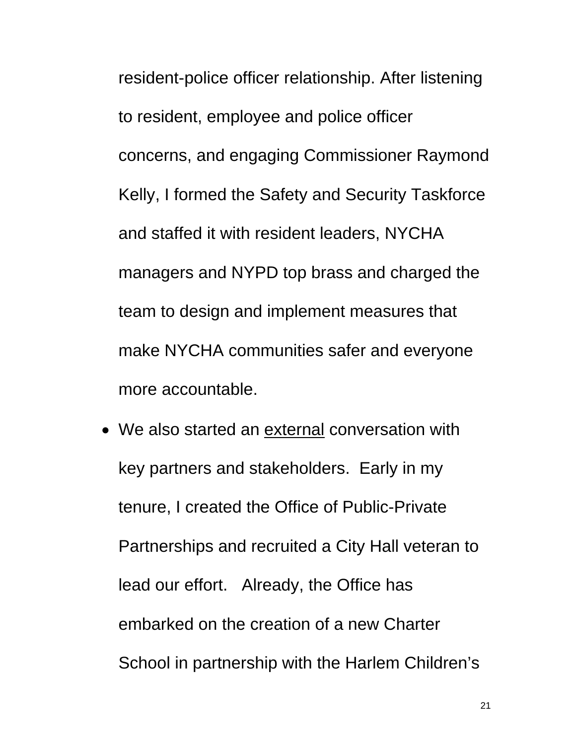resident-police officer relationship. After listening to resident, employee and police officer concerns, and engaging Commissioner Raymond Kelly, I formed the Safety and Security Taskforce and staffed it with resident leaders, NYCHA managers and NYPD top brass and charged the team to design and implement measures that make NYCHA communities safer and everyone more accountable.

- We also started an <u>external</u> conversation with key partners and stakeholders. Early in my tenure, I created the Office of Public-Private Partnerships and recruited a City Hall veteran to lead our effort. Already, the Office has embarked on the creation of a new Charter School in partnership with the Harlem Children's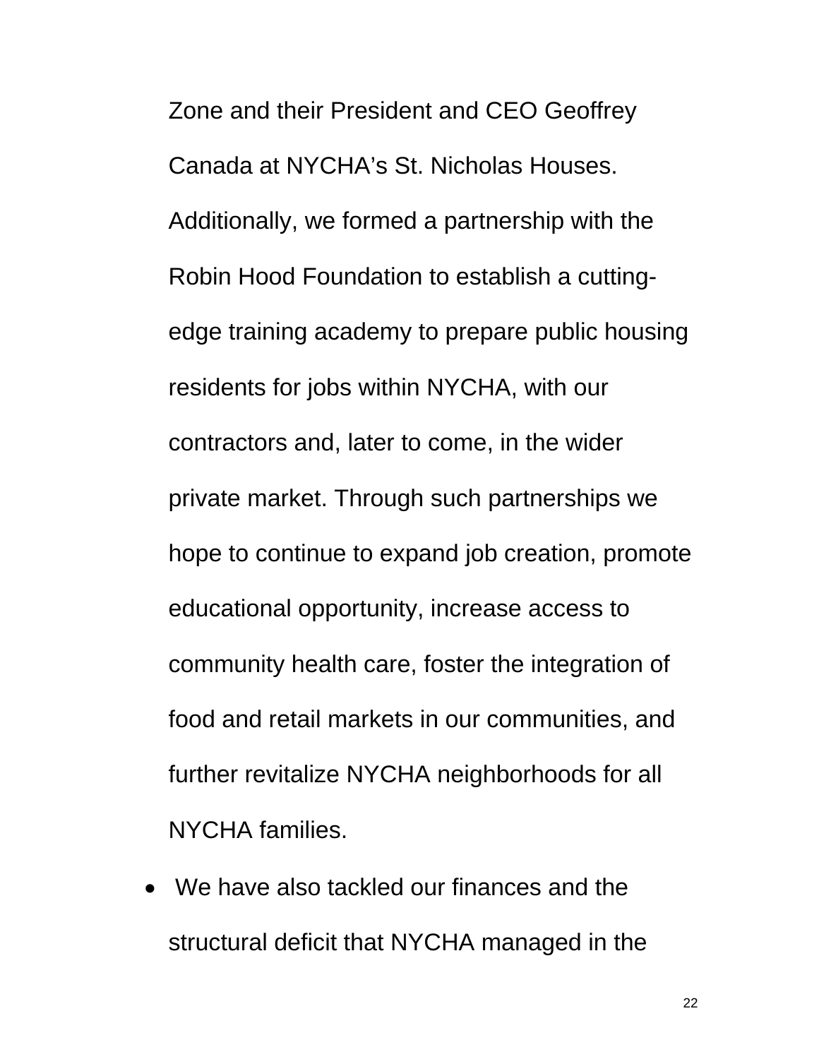Zone and their President and CEO Geoffrey Canada at NYCHA's St. Nicholas Houses. Additionally, we formed a partnership with the Robin Hood Foundation to establish a cutting-edge training academy to prepare public housing residents for jobs within NYCHA, with our contractors and, later to come, in the wider private market. Through such partnerships we hope to continue to expand job creation, promote educational opportunity, increase access to community health care, foster the integration of food and retail markets in our communities, and further revitalize NYCHA neighborhoods for all NYCHA families.

- We have also tackled our finances and the structural deficit that NYCHA managed in the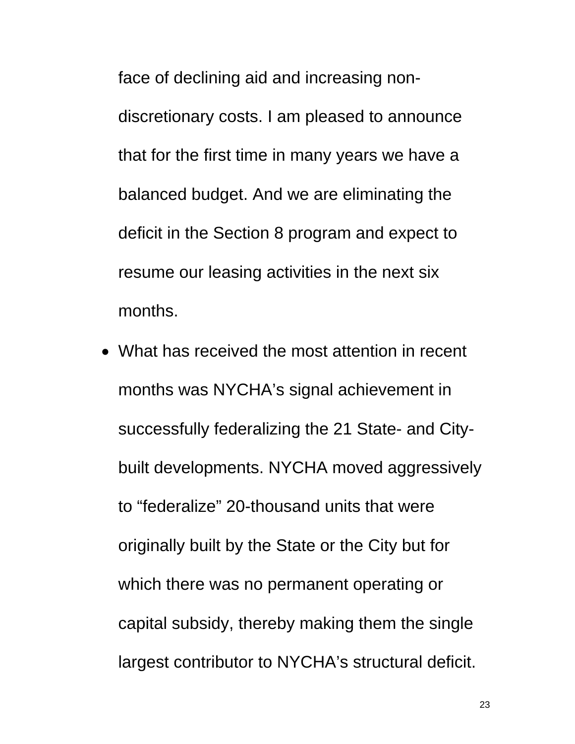face of declining aid and increasing non-discretionary costs. I am pleased to announce that for the first time in many years we have a balanced budget. And we are eliminating the deficit in the Section 8 program and expect to resume our leasing activities in the next six months.

- What has received the most attention in recent months was NYCHA’s signal achievement in successfully federalizing the 21 State- and City-built developments. NYCHA moved aggressively to “federalize” 20-thousand units that were originally built by the State or the City but for which there was no permanent operating or capital subsidy, thereby making them the single largest contributor to NYCHA’s structural deficit.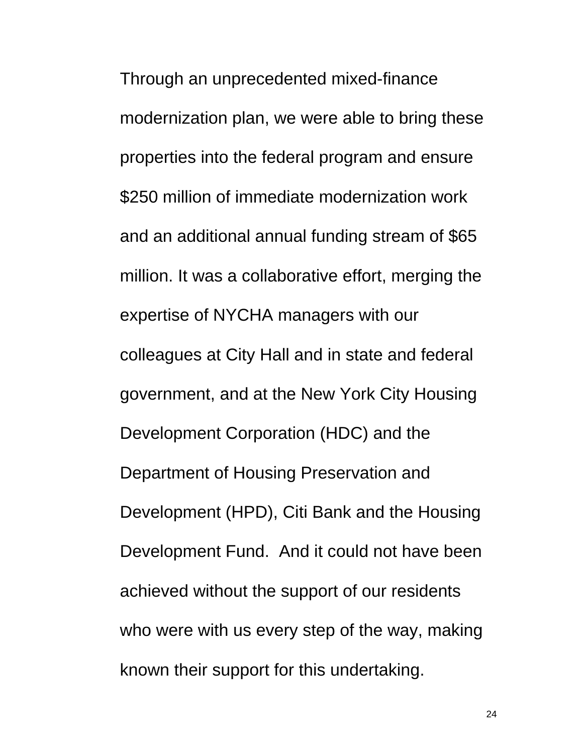Through an unprecedented mixed-finance modernization plan, we were able to bring these properties into the federal program and ensure $250 million of immediate modernization work and an additional annual funding stream of $65 million. It was a collaborative effort, merging the expertise of NYCHA managers with our colleagues at City Hall and in state and federal government, and at the New York City Housing Development Corporation (HDC) and the Department of Housing Preservation and Development (HPD), Citi Bank and the Housing Development Fund.  And it could not have been achieved without the support of our residents who were with us every step of the way, making known their support for this undertaking.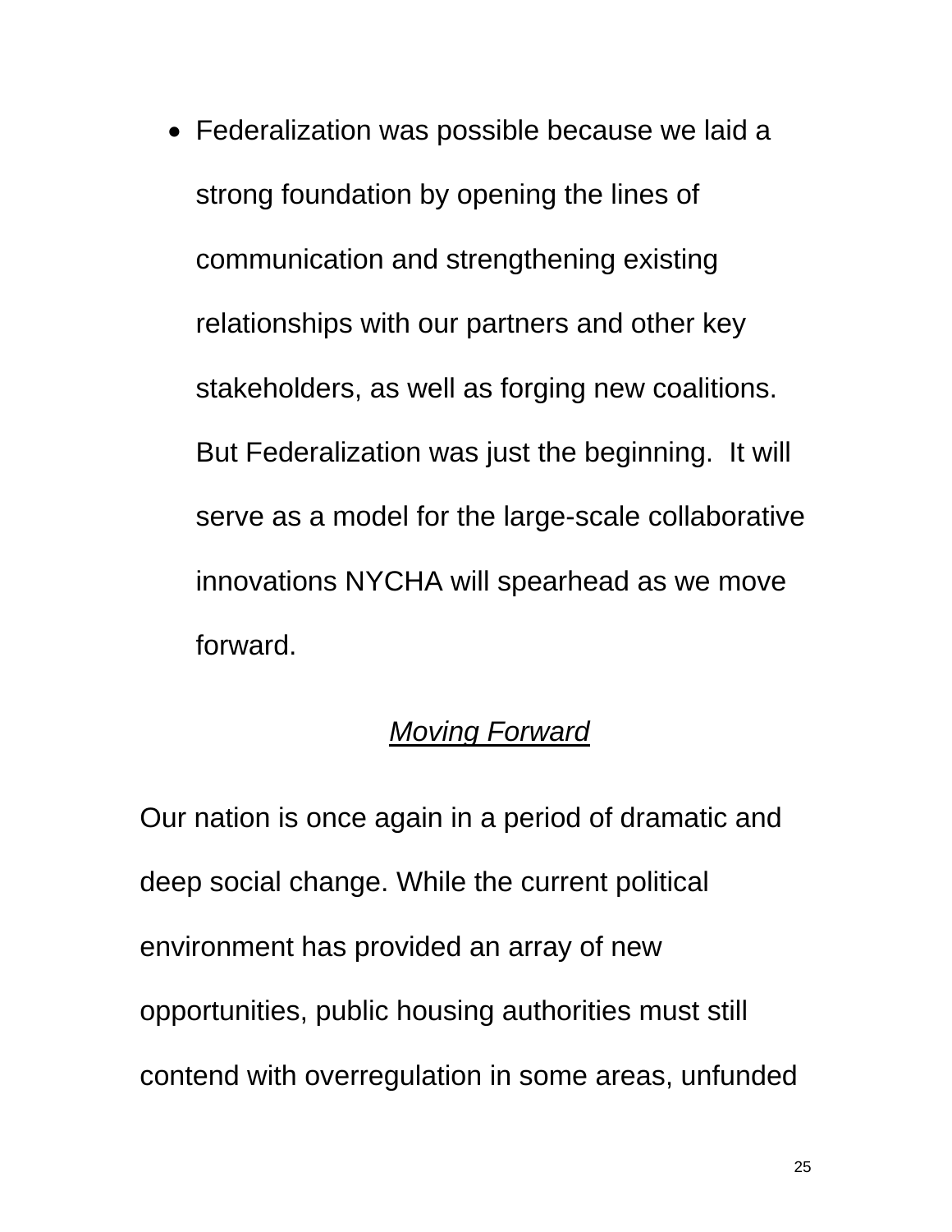- Federalization was possible because we laid a strong foundation by opening the lines of communication and strengthening existing relationships with our partners and other key stakeholders, as well as forging new coalitions. But Federalization was just the beginning. It will serve as a model for the large-scale collaborative innovations NYCHA will spearhead as we move forward.

## *Moving Forward*

Our nation is once again in a period of dramatic and deep social change. While the current political environment has provided an array of new opportunities, public housing authorities must still contend with overregulation in some areas, unfunded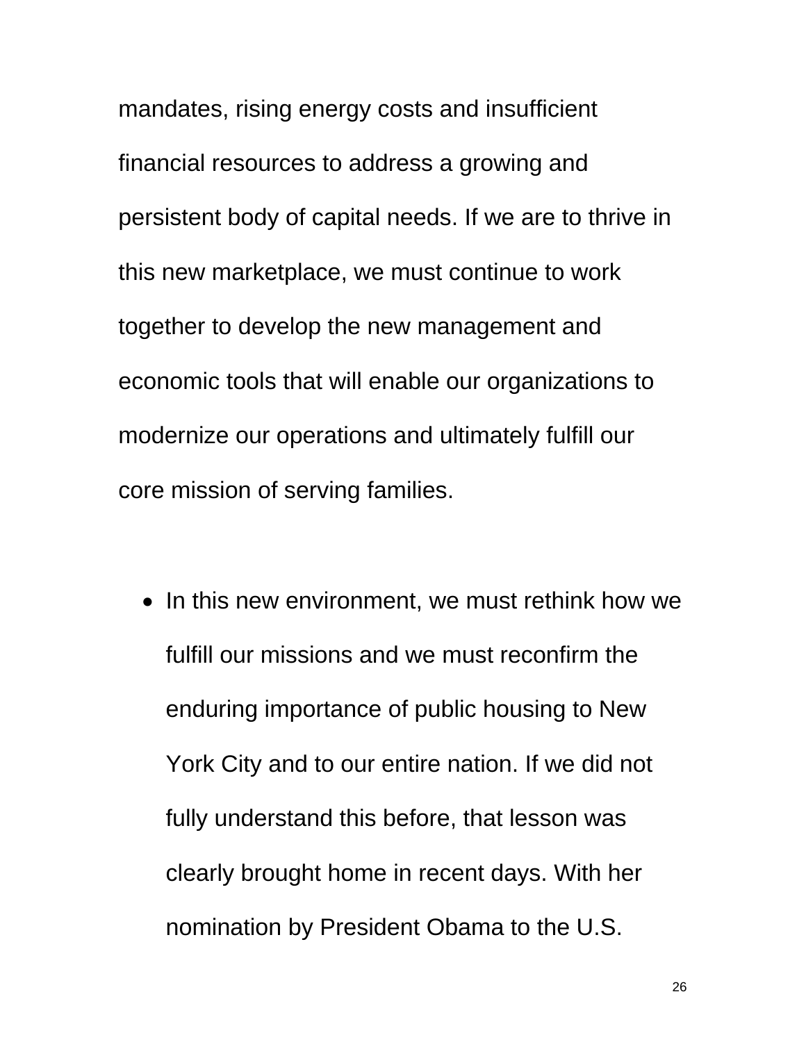mandates, rising energy costs and insufficient financial resources to address a growing and persistent body of capital needs. If we are to thrive in this new marketplace, we must continue to work together to develop the new management and economic tools that will enable our organizations to modernize our operations and ultimately fulfill our core mission of serving families.

- In this new environment, we must rethink how we fulfill our missions and we must reconfirm the enduring importance of public housing to New York City and to our entire nation. If we did not fully understand this before, that lesson was clearly brought home in recent days. With her nomination by President Obama to the U.S.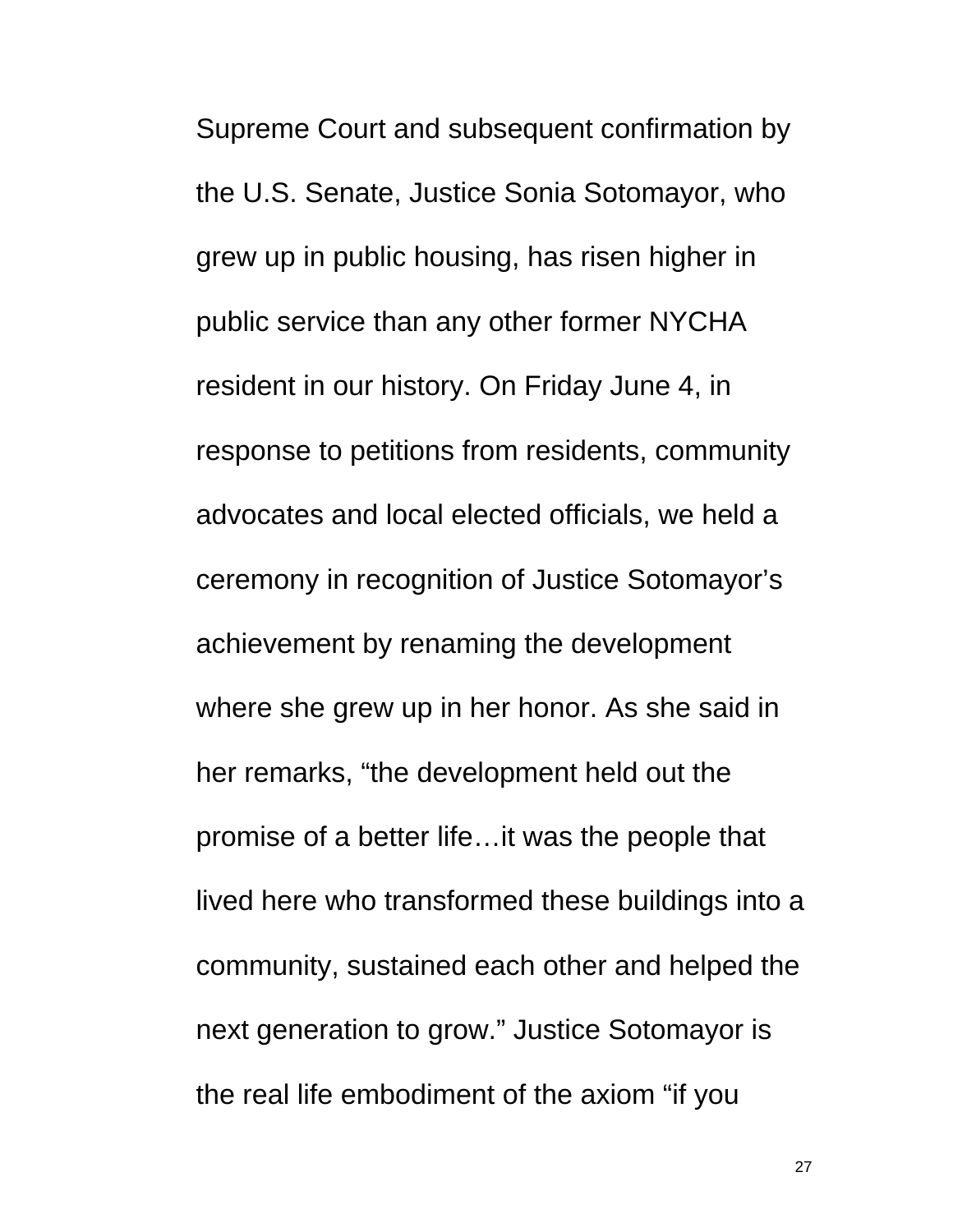Supreme Court and subsequent confirmation by the U.S. Senate, Justice Sonia Sotomayor, who grew up in public housing, has risen higher in public service than any other former NYCHA resident in our history. On Friday June 4, in response to petitions from residents, community advocates and local elected officials, we held a ceremony in recognition of Justice Sotomayor's achievement by renaming the development where she grew up in her honor. As she said in her remarks, "the development held out the promise of a better life…it was the people that lived here who transformed these buildings into a community, sustained each other and helped the next generation to grow." Justice Sotomayor is the real life embodiment of the axiom "if you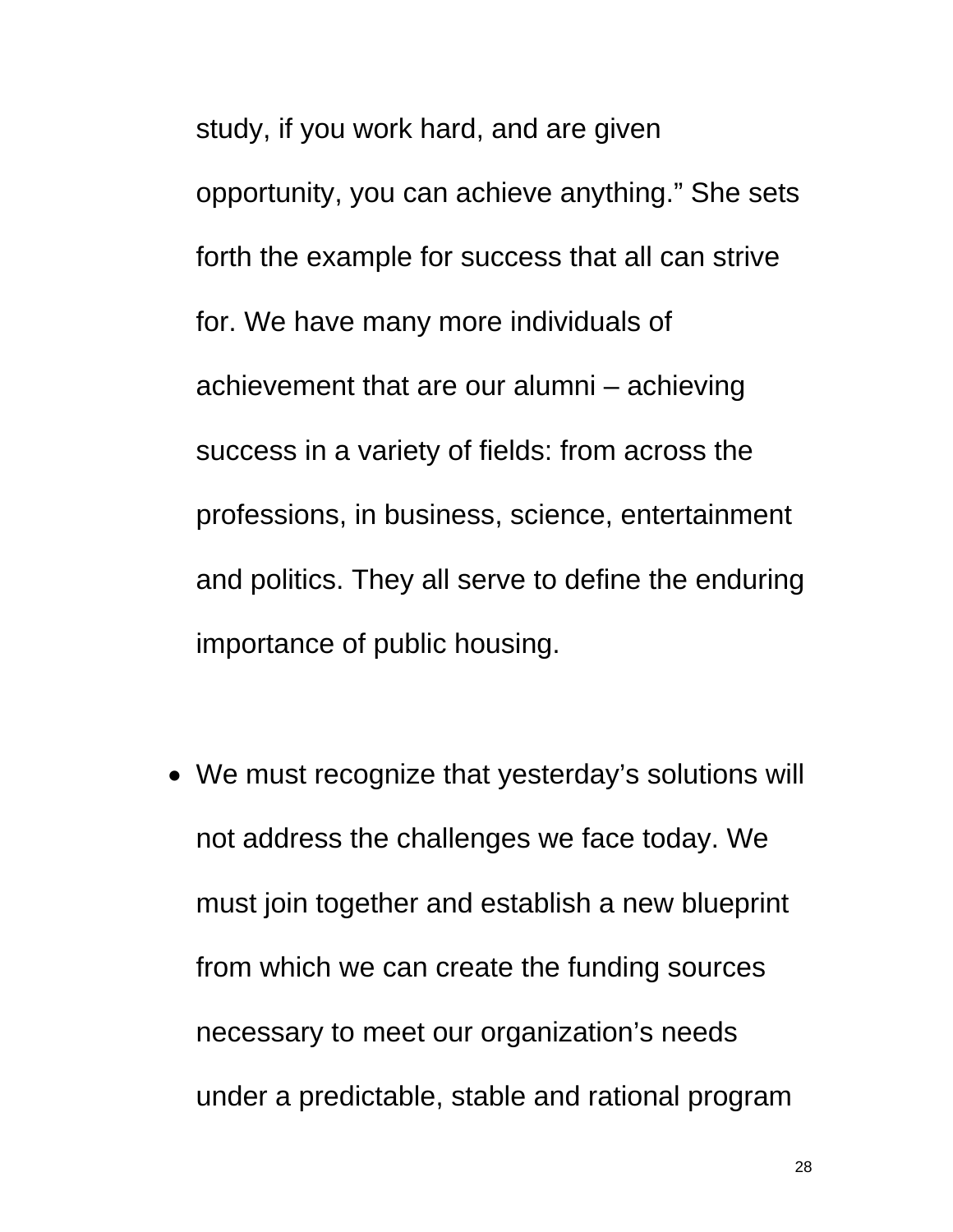study, if you work hard, and are given opportunity, you can achieve anything." She sets forth the example for success that all can strive for. We have many more individuals of achievement that are our alumni – achieving success in a variety of fields: from across the professions, in business, science, entertainment and politics. They all serve to define the enduring importance of public housing.

- We must recognize that yesterday's solutions will not address the challenges we face today. We must join together and establish a new blueprint from which we can create the funding sources necessary to meet our organization's needs under a predictable, stable and rational program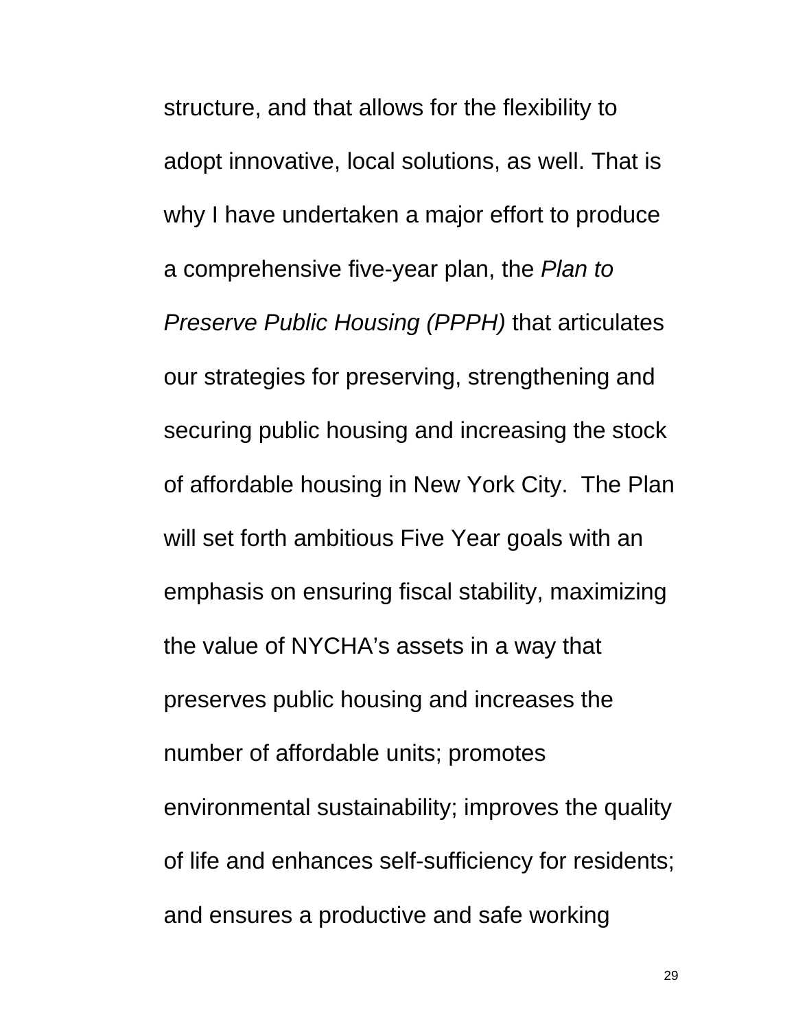structure, and that allows for the flexibility to adopt innovative, local solutions, as well. That is why I have undertaken a major effort to produce a comprehensive five-year plan, the *Plan to Preserve Public Housing (PPPH)* that articulates our strategies for preserving, strengthening and securing public housing and increasing the stock of affordable housing in New York City. The Plan will set forth ambitious Five Year goals with an emphasis on ensuring fiscal stability, maximizing the value of NYCHA's assets in a way that preserves public housing and increases the number of affordable units; promotes environmental sustainability; improves the quality of life and enhances self-sufficiency for residents; and ensures a productive and safe working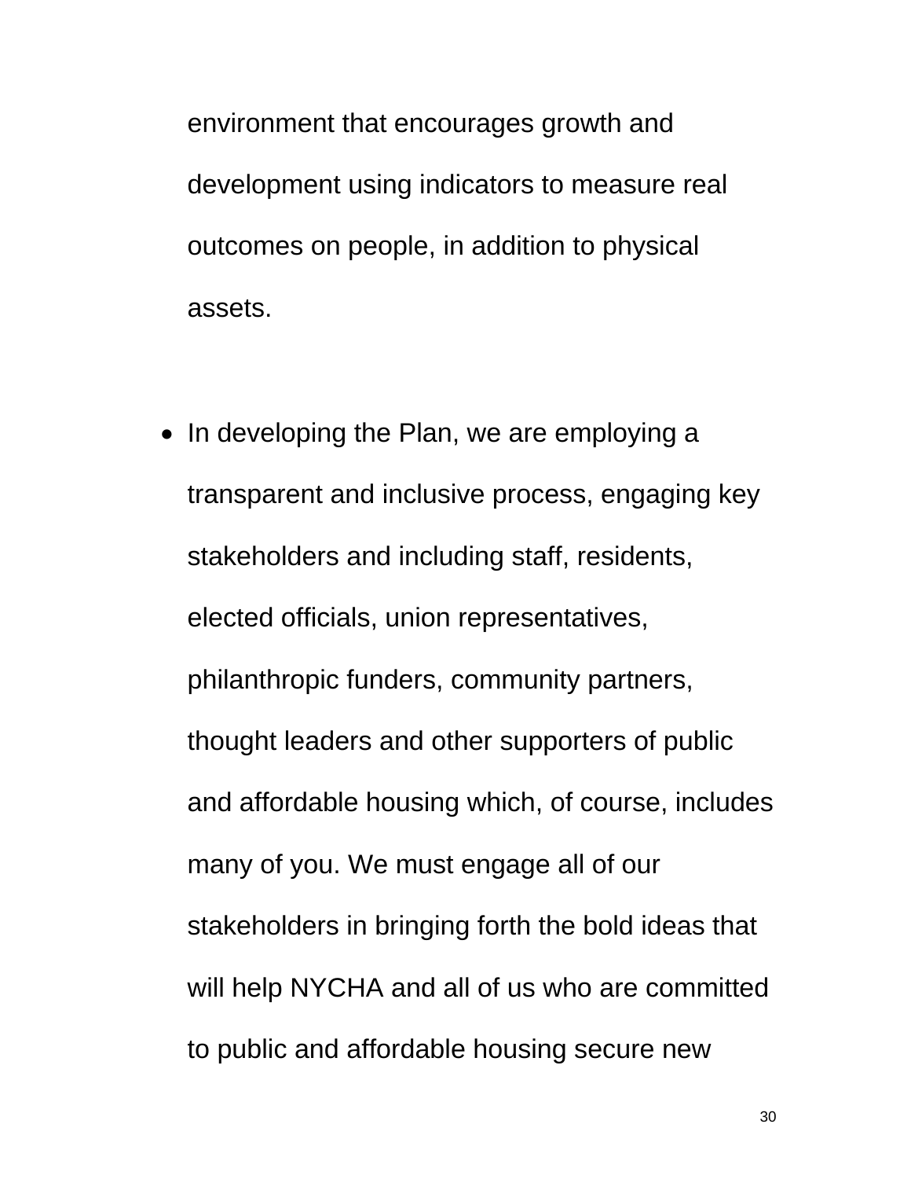environment that encourages growth and development using indicators to measure real outcomes on people, in addition to physical assets.

- In developing the Plan, we are employing a transparent and inclusive process, engaging key stakeholders and including staff, residents, elected officials, union representatives, philanthropic funders, community partners, thought leaders and other supporters of public and affordable housing which, of course, includes many of you. We must engage all of our stakeholders in bringing forth the bold ideas that will help NYCHA and all of us who are committed to public and affordable housing secure new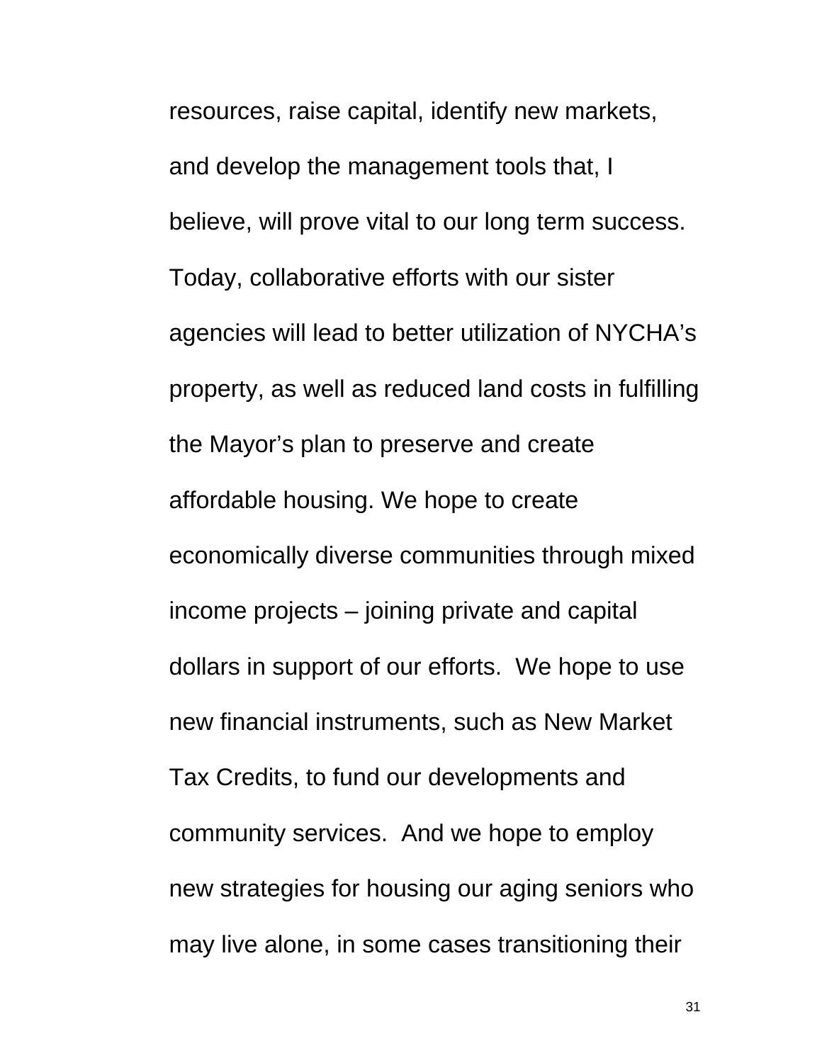resources, raise capital, identify new markets, and develop the management tools that, I believe, will prove vital to our long term success. Today, collaborative efforts with our sister agencies will lead to better utilization of NYCHA's property, as well as reduced land costs in fulfilling the Mayor's plan to preserve and create affordable housing. We hope to create economically diverse communities through mixed income projects – joining private and capital dollars in support of our efforts. We hope to use new financial instruments, such as New Market Tax Credits, to fund our developments and community services. And we hope to employ new strategies for housing our aging seniors who may live alone, in some cases transitioning their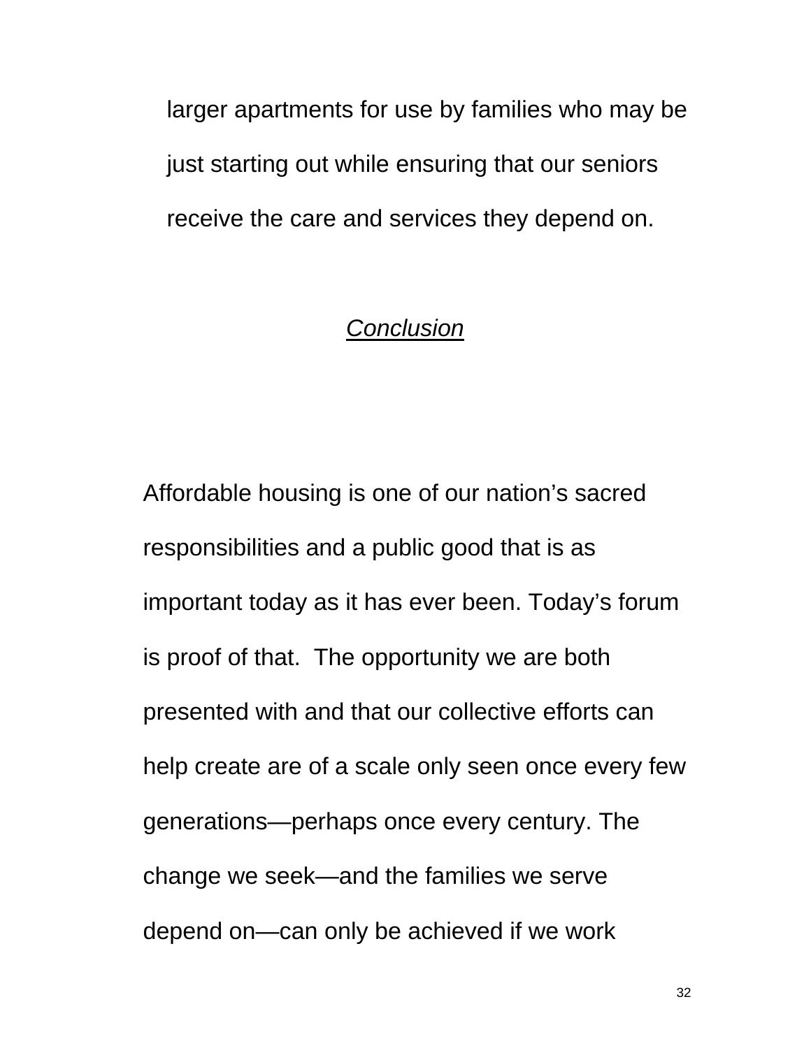larger apartments for use by families who may be just starting out while ensuring that our seniors receive the care and services they depend on.

## *Conclusion*

Affordable housing is one of our nation's sacred responsibilities and a public good that is as important today as it has ever been. Today's forum is proof of that. The opportunity we are both presented with and that our collective efforts can help create are of a scale only seen once every few generations—perhaps once every century. The change we seek—and the families we serve depend on—can only be achieved if we work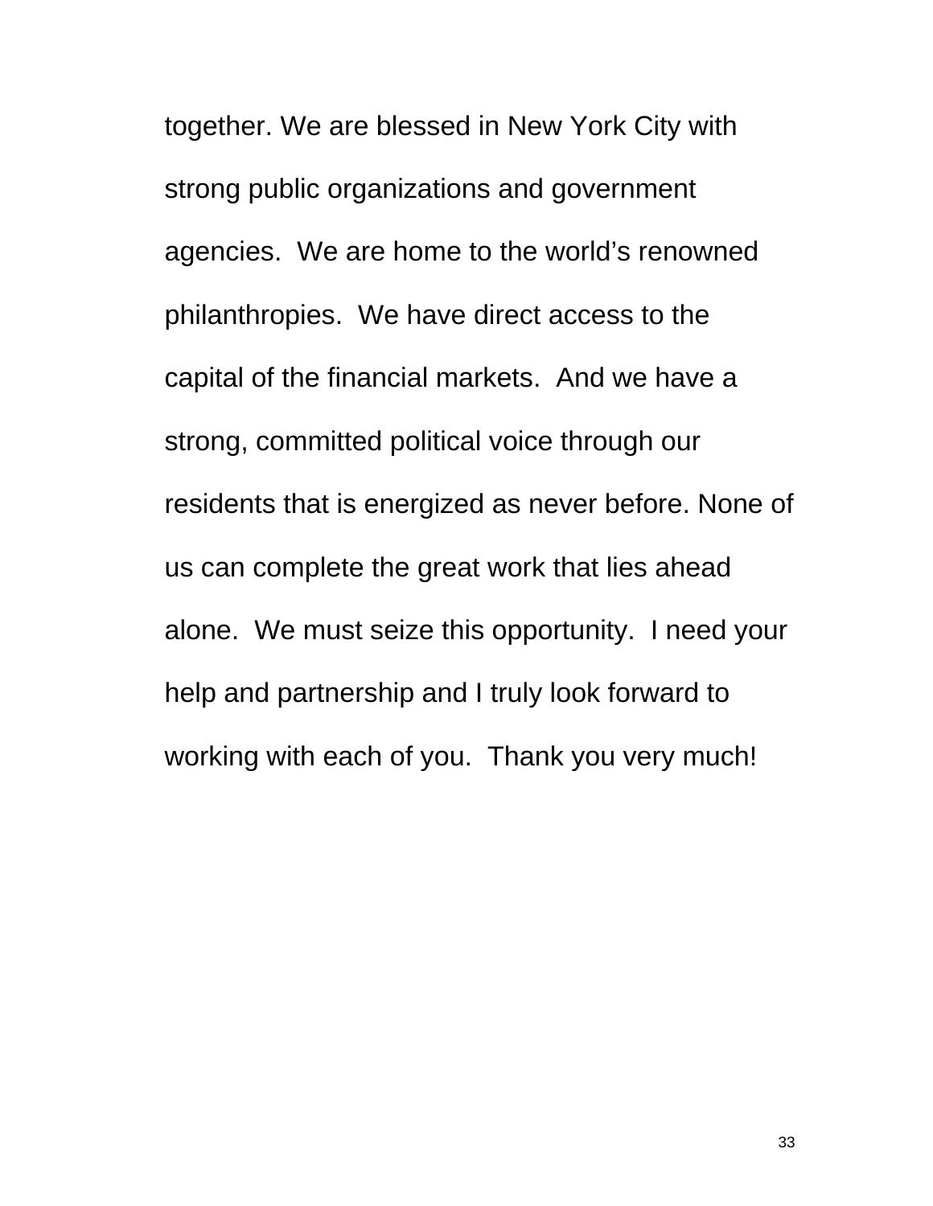together. We are blessed in New York City with strong public organizations and government agencies. We are home to the world's renowned philanthropies. We have direct access to the capital of the financial markets. And we have a strong, committed political voice through our residents that is energized as never before. None of us can complete the great work that lies ahead alone. We must seize this opportunity. I need your help and partnership and I truly look forward to working with each of you. Thank you very much!